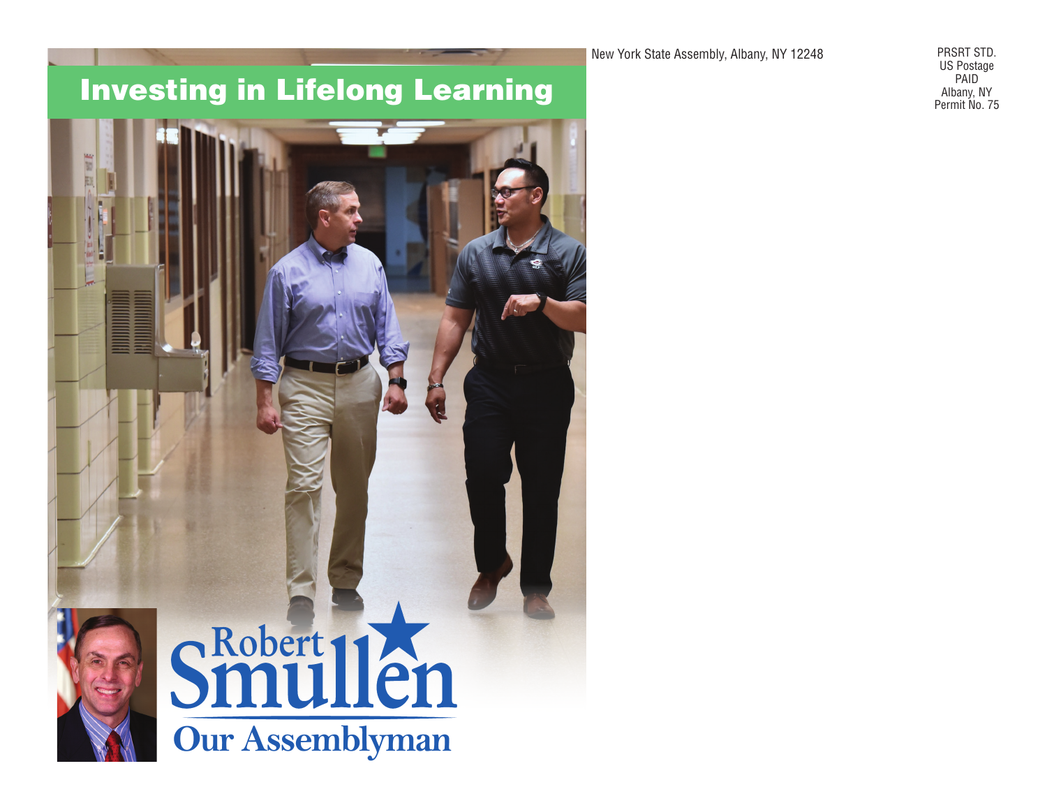# Investing in Lifelong Learning

Robert Smullen

Our Assemblyman

New York State Assembly, Albany, NY 12248

PRSRT STD.
US Postage
PAID
Albany, NY
Permit No. 75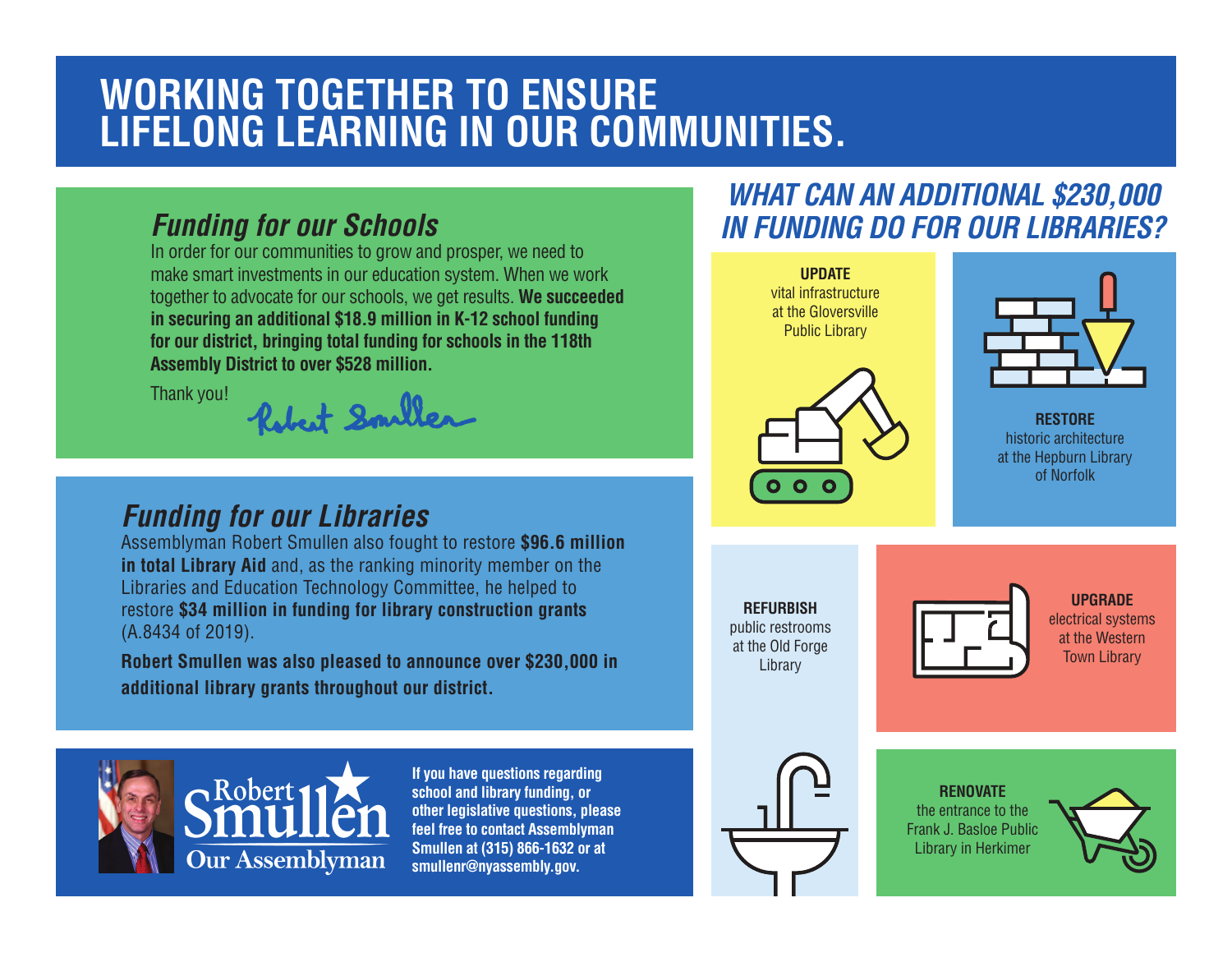# WORKING TOGETHER TO ENSURE LIFELONG LEARNING IN OUR COMMUNITIES.

## *Funding for our Schools*

In order for our communities to grow and prosper, we need to make smart investments in our education system. When we work together to advocate for our schools, we get results. **We succeeded in securing an additional $18.9 million in K-12 school funding for our district, bringing total funding for schools in the 118th Assembly District to over $528 million.**

Thank you!

Robert Smullen

## *Funding for our Libraries*

Assemblyman Robert Smullen also fought to restore **$96.6 million in total Library Aid** and, as the ranking minority member on the Libraries and Education Technology Committee, he helped to restore **$34 million in funding for library construction grants** (A.8434 of 2019).

**Robert Smullen was also pleased to announce over $230,000 in additional library grants throughout our district.**

Robert Smullen
Our Assemblyman

**If you have questions regarding school and library funding, or other legislative questions, please feel free to contact Assemblyman Smullen at (315) 866-1632 or at smullenr@nyassembly.gov.**

## *WHAT CAN AN ADDITIONAL $230,000 IN FUNDING DO FOR OUR LIBRARIES?*

**UPDATE**
vital infrastructure at the Gloversville Public Library

**RESTORE**
historic architecture at the Hepburn Library of Norfolk

**REFURBISH**
public restrooms at the Old Forge Library

**UPGRADE**
electrical systems at the Western Town Library

**RENOVATE**
the entrance to the Frank J. Basloe Public Library in Herkimer